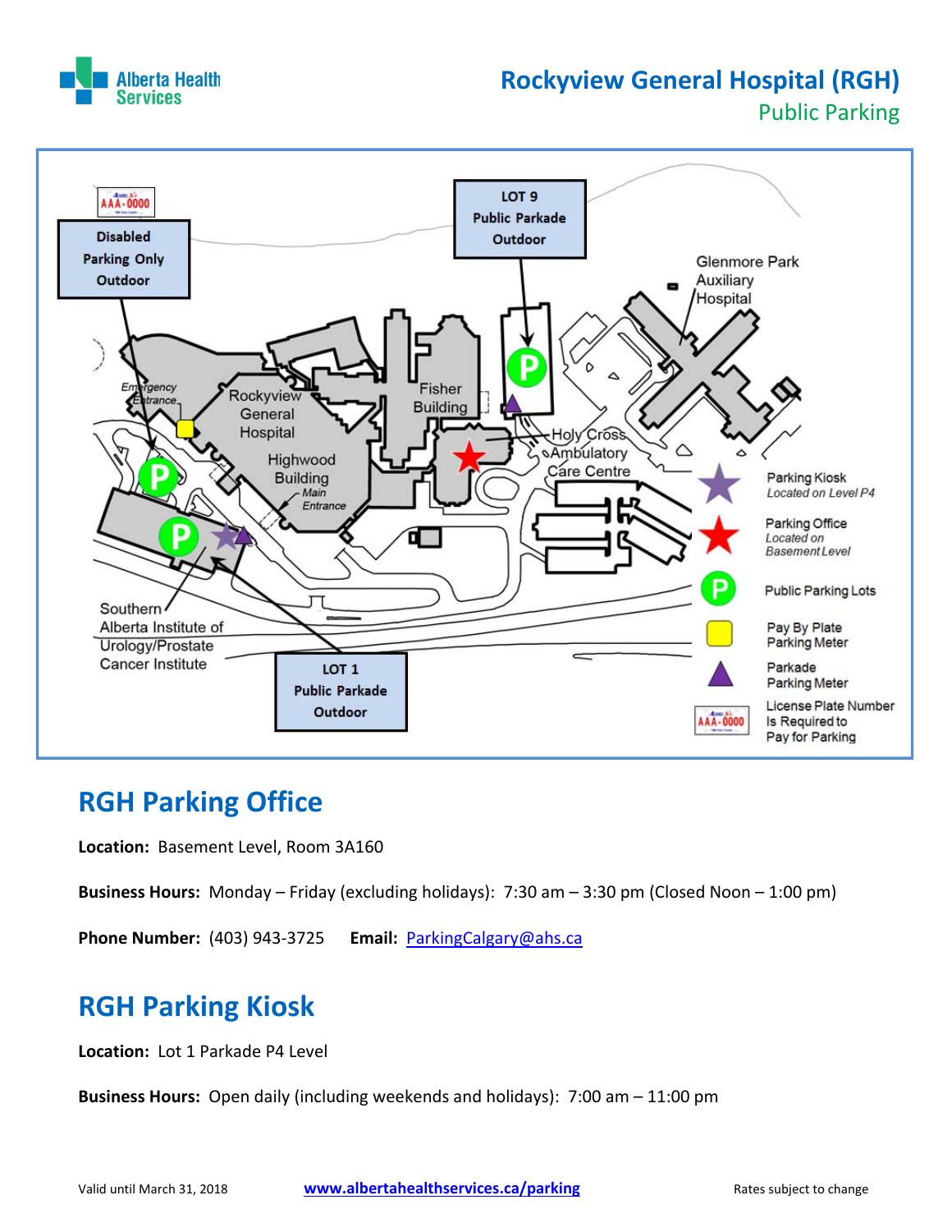# Rockyview General Hospital (RGH)

## Public Parking

Disabled Parking Only Outdoor

LOT 9 Public Parkade Outdoor

Glenmore Park Auxiliary Hospital

Emergency Entrance

Rockyview General Hospital

Highwood Building

*Main Entrance*

Fisher Building

Holy Cross Ambulatory Care Centre

Southern Alberta Institute of Urology/Prostate Cancer Institute

LOT 1 Public Parkade Outdoor

Parking Kiosk *Located on Level P4*

Parking Office *Located on Basement Level*

Public Parking Lots

Pay By Plate Parking Meter

Parkade Parking Meter

License Plate Number Is Required to Pay for Parking

## RGH Parking Office

**Location:** Basement Level, Room 3A160

**Business Hours:** Monday – Friday (excluding holidays): 7:30 am – 3:30 pm (Closed Noon – 1:00 pm)

**Phone Number:** (403) 943-3725 **Email:** ParkingCalgary@ahs.ca

## RGH Parking Kiosk

**Location:** Lot 1 Parkade P4 Level

**Business Hours:** Open daily (including weekends and holidays): 7:00 am – 11:00 pm

Valid until March 31, 2018 www.albertahealthservices.ca/parking Rates subject to change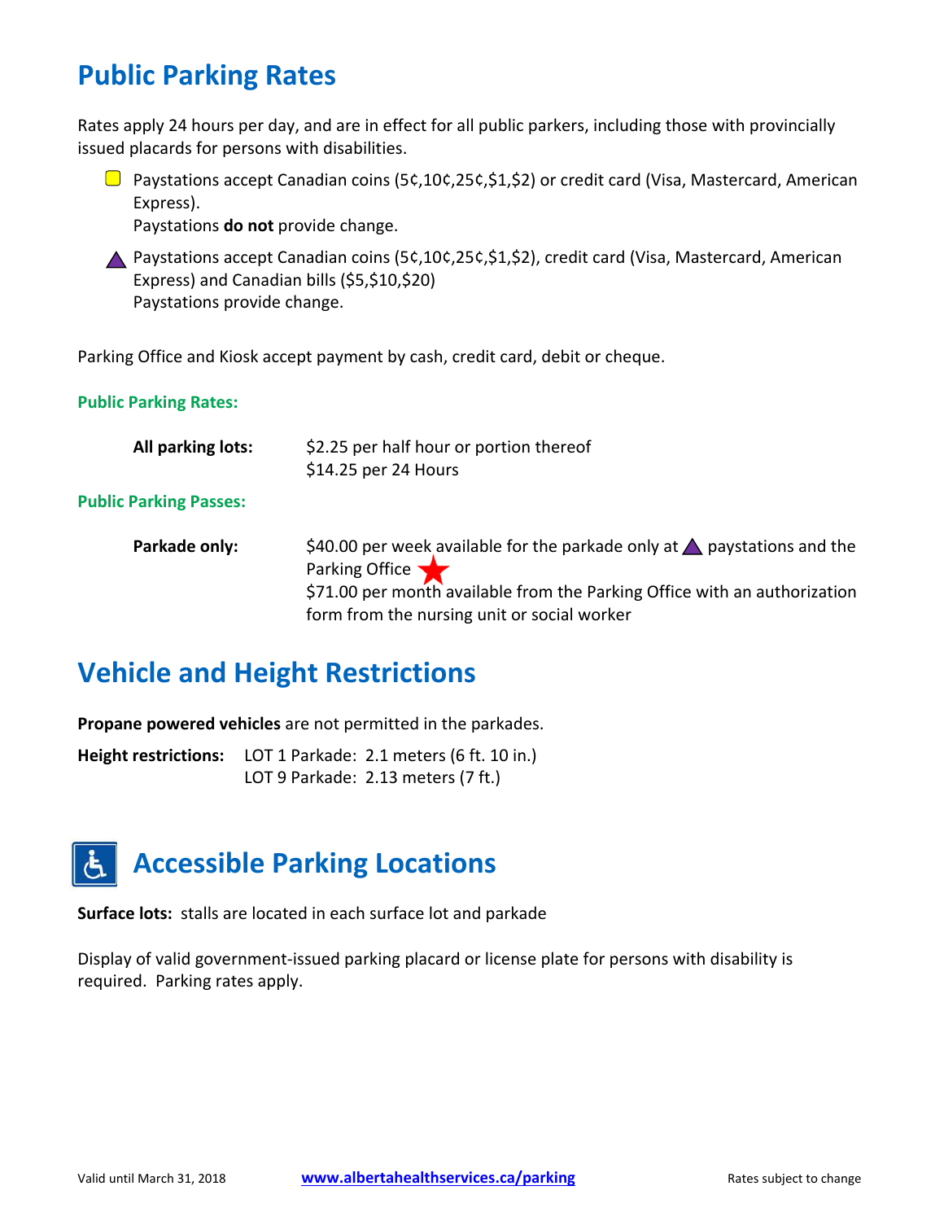## Public Parking Rates

Rates apply 24 hours per day, and are in effect for all public parkers, including those with provincially issued placards for persons with disabilities.

- ▢ Paystations accept Canadian coins (5¢,10¢,25¢,$1,$2) or credit card (Visa, Mastercard, American Express).
  Paystations **do not** provide change.
- ▲ Paystations accept Canadian coins (5¢,10¢,25¢,$1,$2), credit card (Visa, Mastercard, American Express) and Canadian bills ($5,$10,$20)
  Paystations provide change.

Parking Office and Kiosk accept payment by cash, credit card, debit or cheque.

**Public Parking Rates:**

| | |
|---|---|
| **All parking lots:** | $2.25 per half hour or portion thereof<br>$14.25 per 24 Hours |

**Public Parking Passes:**

| | |
|---|---|
| **Parkade only:** | $40.00 per week available for the parkade only at ▲ paystations and the Parking Office ★<br>$71.00 per month available from the Parking Office with an authorization form from the nursing unit or social worker |

## Vehicle and Height Restrictions

**Propane powered vehicles** are not permitted in the parkades.

**Height restrictions:** LOT 1 Parkade: 2.1 meters (6 ft. 10 in.)
LOT 9 Parkade: 2.13 meters (7 ft.)

## Accessible Parking Locations

**Surface lots:** stalls are located in each surface lot and parkade

Display of valid government-issued parking placard or license plate for persons with disability is required. Parking rates apply.

Valid until March 31, 2018 www.albertahealthservices.ca/parking Rates subject to change